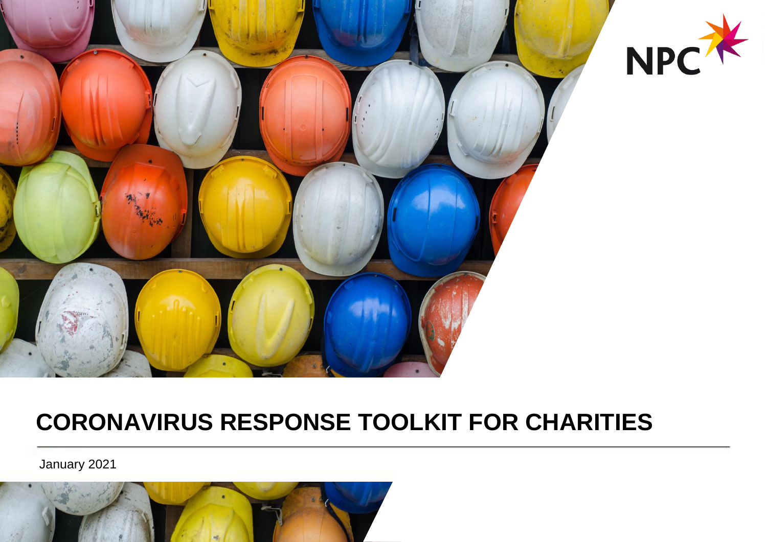NPC

# CORONAVIRUS RESPONSE TOOLKIT FOR CHARITIES

January 2021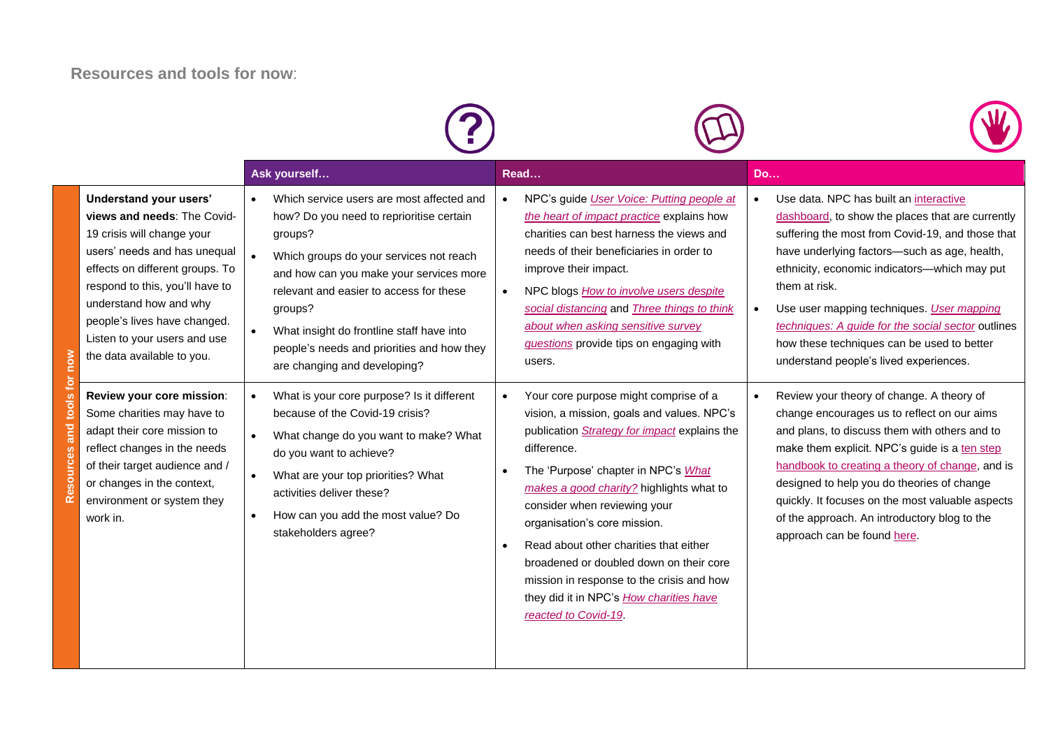## Resources and tools for now:

| Resources and tools for now | Ask yourself… | Read… | Do… |
| --- | --- | --- | --- |
| **Understand your users' views and needs**: The Covid-19 crisis will change your users' needs and has unequal effects on different groups. To respond to this, you'll have to understand how and why people's lives have changed. Listen to your users and use the data available to you. | • Which service users are most affected and how? Do you need to reprioritise certain groups?<br>• Which groups do your services not reach and how can you make your services more relevant and easier to access for these groups?<br>• What insight do frontline staff have into people's needs and priorities and how they are changing and developing? | • NPC's guide *User Voice: Putting people at the heart of impact practice* explains how charities can best harness the views and needs of their beneficiaries in order to improve their impact.<br>• NPC blogs *How to involve users despite social distancing* and *Three things to think about when asking sensitive survey questions* provide tips on engaging with users. | • Use data. NPC has built an interactive dashboard, to show the places that are currently suffering the most from Covid-19, and those that have underlying factors—such as age, health, ethnicity, economic indicators—which may put them at risk.<br>• Use user mapping techniques. *User mapping techniques: A guide for the social sector* outlines how these techniques can be used to better understand people's lived experiences. |
| **Review your core mission**: Some charities may have to adapt their core mission to reflect changes in the needs of their target audience and / or changes in the context, environment or system they work in. | • What is your core purpose? Is it different because of the Covid-19 crisis?<br>• What change do you want to make? What do you want to achieve?<br>• What are your top priorities? What activities deliver these?<br>• How can you add the most value? Do stakeholders agree? | • Your core purpose might comprise of a vision, a mission, goals and values. NPC's publication *Strategy for impact* explains the difference.<br>• The 'Purpose' chapter in NPC's *What makes a good charity?* highlights what to consider when reviewing your organisation's core mission.<br>• Read about other charities that either broadened or doubled down on their core mission in response to the crisis and how they did it in NPC's *How charities have reacted to Covid-19*. | • Review your theory of change. A theory of change encourages us to reflect on our aims and plans, to discuss them with others and to make them explicit. NPC's guide is a ten step handbook to creating a theory of change, and is designed to help you do theories of change quickly. It focuses on the most valuable aspects of the approach. An introductory blog to the approach can be found here. |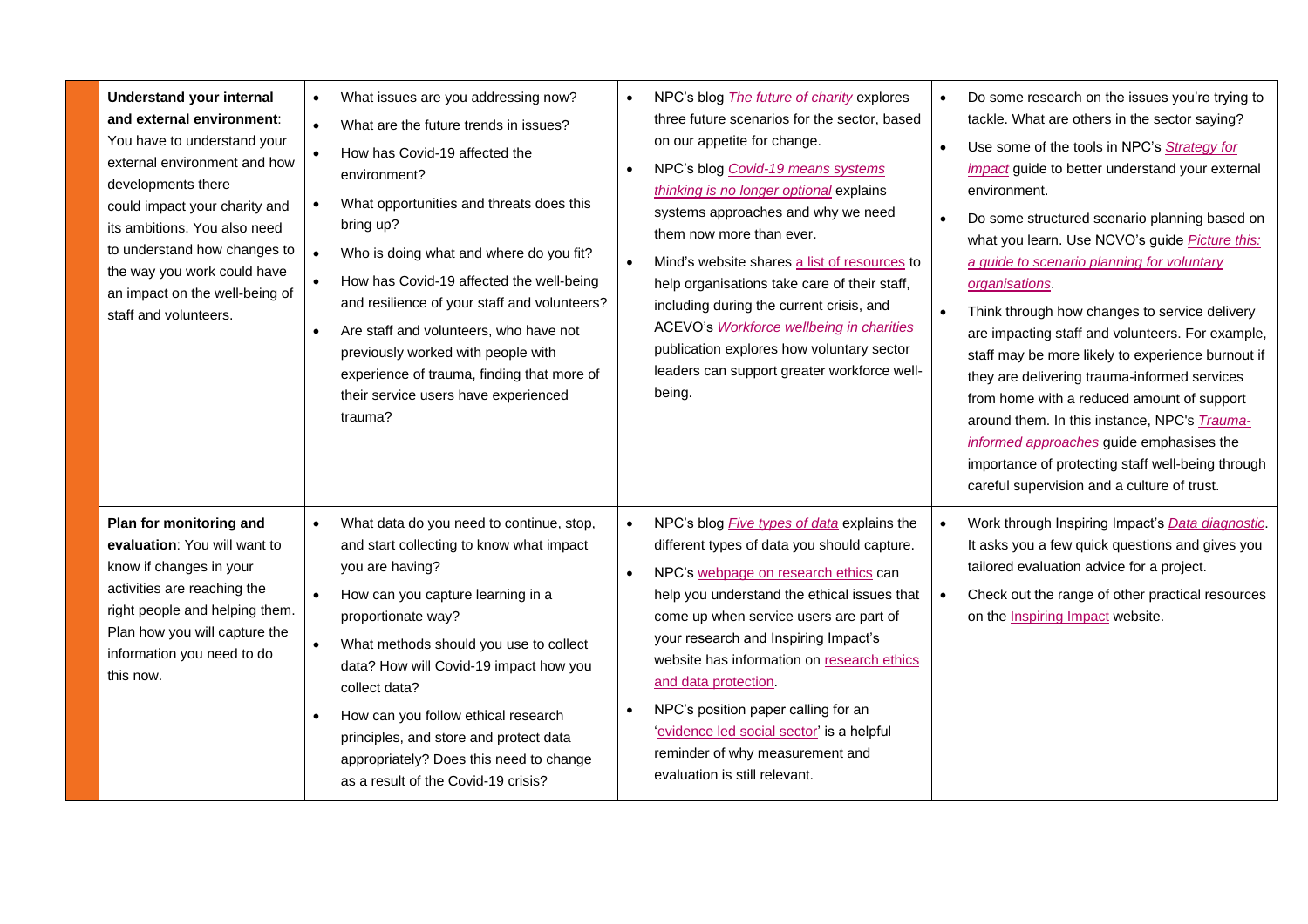| | | | | |
|---|---|---|---|---|
| | **Understand your internal and external environment**: You have to understand your external environment and how developments there could impact your charity and its ambitions. You also need to understand how changes to the way you work could have an impact on the well-being of staff and volunteers. | • What issues are you addressing now?<br>• What are the future trends in issues?<br>• How has Covid-19 affected the environment?<br>• What opportunities and threats does this bring up?<br>• Who is doing what and where do you fit?<br>• How has Covid-19 affected the well-being and resilience of your staff and volunteers?<br>• Are staff and volunteers, who have not previously worked with people with experience of trauma, finding that more of their service users have experienced trauma? | • NPC's blog *The future of charity* explores three future scenarios for the sector, based on our appetite for change.<br>• NPC's blog *Covid-19 means systems thinking is no longer optional* explains systems approaches and why we need them now more than ever.<br>• Mind's website shares a list of resources to help organisations take care of their staff, including during the current crisis, and ACEVO's *Workforce wellbeing in charities* publication explores how voluntary sector leaders can support greater workforce well-being. | • Do some research on the issues you're trying to tackle. What are others in the sector saying?<br>• Use some of the tools in NPC's *Strategy for impact* guide to better understand your external environment.<br>• Do some structured scenario planning based on what you learn. Use NCVO's guide *Picture this: a guide to scenario planning for voluntary organisations*.<br>• Think through how changes to service delivery are impacting staff and volunteers. For example, staff may be more likely to experience burnout if they are delivering trauma-informed services from home with a reduced amount of support around them. In this instance, NPC's *Trauma-informed approaches* guide emphasises the importance of protecting staff well-being through careful supervision and a culture of trust. |
| | **Plan for monitoring and evaluation**: You will want to know if changes in your activities are reaching the right people and helping them. Plan how you will capture the information you need to do this now. | • What data do you need to continue, stop, and start collecting to know what impact you are having?<br>• How can you capture learning in a proportionate way?<br>• What methods should you use to collect data? How will Covid-19 impact how you collect data?<br>• How can you follow ethical research principles, and store and protect data appropriately? Does this need to change as a result of the Covid-19 crisis? | • NPC's blog *Five types of data* explains the different types of data you should capture.<br>• NPC's webpage on research ethics can help you understand the ethical issues that come up when service users are part of your research and Inspiring Impact's website has information on research ethics and data protection.<br>• NPC's position paper calling for an 'evidence led social sector' is a helpful reminder of why measurement and evaluation is still relevant. | • Work through Inspiring Impact's *Data diagnostic*. It asks you a few quick questions and gives you tailored evaluation advice for a project.<br>• Check out the range of other practical resources on the Inspiring Impact website. |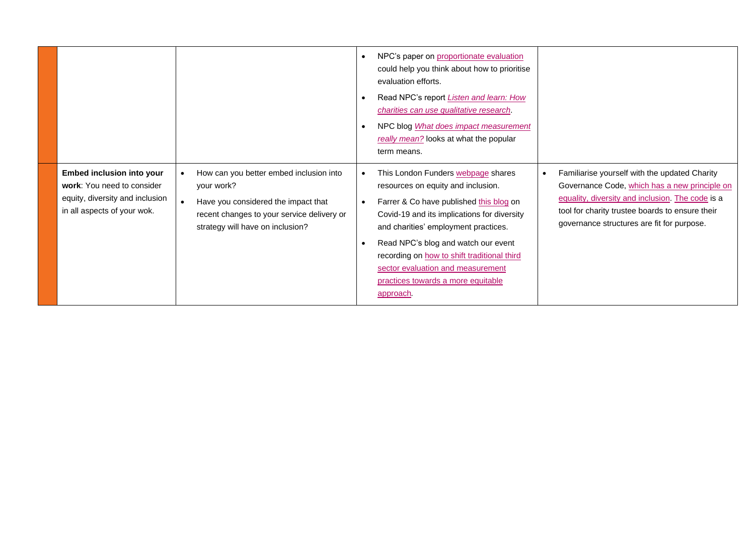| | | | | |
|---|---|---|---|---|
| | | | • NPC's paper on proportionate evaluation could help you think about how to prioritise evaluation efforts.<br>• Read NPC's report *Listen and learn: How charities can use qualitative research*.<br>• NPC blog *What does impact measurement really mean?* looks at what the popular term means. | |
| | **Embed inclusion into your work**: You need to consider equity, diversity and inclusion in all aspects of your wok. | • How can you better embed inclusion into your work?<br>• Have you considered the impact that recent changes to your service delivery or strategy will have on inclusion? | • This London Funders webpage shares resources on equity and inclusion.<br>• Farrer & Co have published this blog on Covid-19 and its implications for diversity and charities' employment practices.<br>• Read NPC's blog and watch our event recording on how to shift traditional third sector evaluation and measurement practices towards a more equitable approach. | • Familiarise yourself with the updated Charity Governance Code, which has a new principle on equality, diversity and inclusion. The code is a tool for charity trustee boards to ensure their governance structures are fit for purpose. |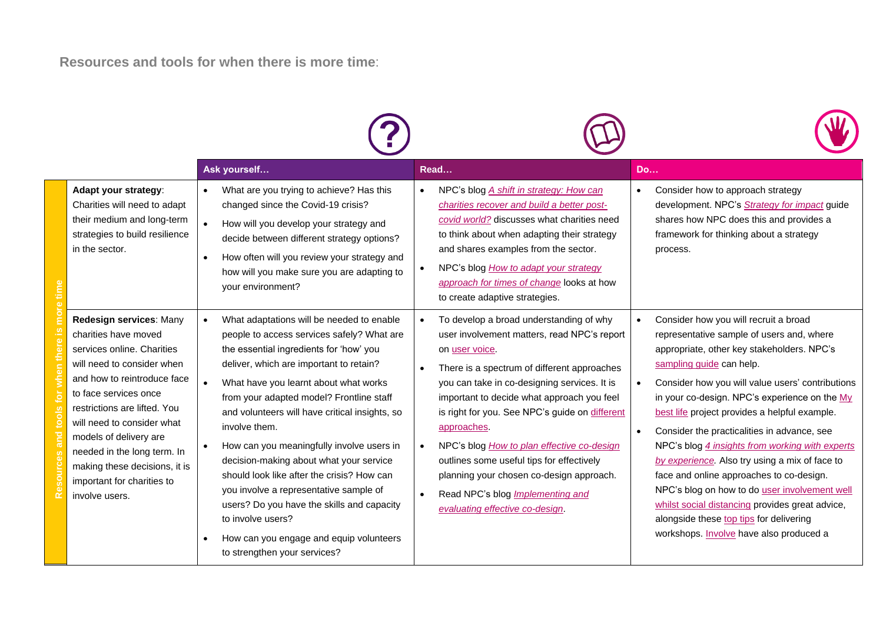**Resources and tools for when there is more time**:

| Resources and tools for when there is more time | Ask yourself… | Read… | Do… |
|---|---|---|---|
| **Adapt your strategy**: Charities will need to adapt their medium and long-term strategies to build resilience in the sector. | • What are you trying to achieve? Has this changed since the Covid-19 crisis?<br>• How will you develop your strategy and decide between different strategy options?<br>• How often will you review your strategy and how will you make sure you are adapting to your environment? | • NPC's blog *A shift in strategy: How can charities recover and build a better post-covid world?* discusses what charities need to think about when adapting their strategy and shares examples from the sector.<br>• NPC's blog *How to adapt your strategy approach for times of change* looks at how to create adaptive strategies. | • Consider how to approach strategy development. NPC's *Strategy for impact* guide shares how NPC does this and provides a framework for thinking about a strategy process. |
| **Redesign services**: Many charities have moved services online. Charities will need to consider when and how to reintroduce face to face services once restrictions are lifted. You will need to consider what models of delivery are needed in the long term. In making these decisions, it is important for charities to involve users. | • What adaptations will be needed to enable people to access services safely? What are the essential ingredients for 'how' you deliver, which are important to retain?<br>• What have you learnt about what works from your adapted model? Frontline staff and volunteers will have critical insights, so involve them.<br>• How can you meaningfully involve users in decision-making about what your service should look like after the crisis? How can you involve a representative sample of users? Do you have the skills and capacity to involve users?<br>• How can you engage and equip volunteers to strengthen your services? | • To develop a broad understanding of why user involvement matters, read NPC's report on user voice.<br>• There is a spectrum of different approaches you can take in co-designing services. It is important to decide what approach you feel is right for you. See NPC's guide on different approaches.<br>• NPC's blog *How to plan effective co-design* outlines some useful tips for effectively planning your chosen co-design approach.<br>• Read NPC's blog *Implementing and evaluating effective co-design*. | • Consider how you will recruit a broad representative sample of users and, where appropriate, other key stakeholders. NPC's sampling guide can help.<br>• Consider how you will value users' contributions in your co-design. NPC's experience on the My best life project provides a helpful example.<br>• Consider the practicalities in advance, see NPC's blog *4 insights from working with experts by experience.* Also try using a mix of face to face and online approaches to co-design. NPC's blog on how to do user involvement well whilst social distancing provides great advice, alongside these top tips for delivering workshops. Involve have also produced a |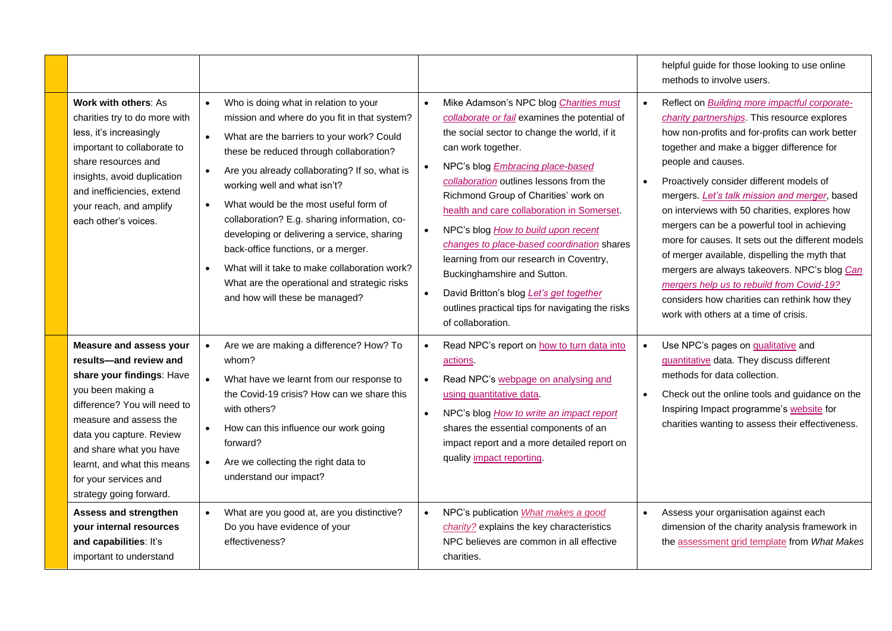| | | | |
|---|---|---|---|
| | | | helpful guide for those looking to use online methods to involve users. |
| **Work with others**: As charities try to do more with less, it's increasingly important to collaborate to share resources and insights, avoid duplication and inefficiencies, extend your reach, and amplify each other's voices. | • Who is doing what in relation to your mission and where do you fit in that system? <br>• What are the barriers to your work? Could these be reduced through collaboration? <br>• Are you already collaborating? If so, what is working well and what isn't? <br>• What would be the most useful form of collaboration? E.g. sharing information, co-developing or delivering a service, sharing back-office functions, or a merger. <br>• What will it take to make collaboration work? What are the operational and strategic risks and how will these be managed? | • Mike Adamson's NPC blog *Charities must collaborate or fail* examines the potential of the social sector to change the world, if it can work together. <br>• NPC's blog *Embracing place-based collaboration* outlines lessons from the Richmond Group of Charities' work on health and care collaboration in Somerset. <br>• NPC's blog *How to build upon recent changes to place-based coordination* shares learning from our research in Coventry, Buckinghamshire and Sutton. <br>• David Britton's blog *Let's get together* outlines practical tips for navigating the risks of collaboration. | • Reflect on *Building more impactful corporate-charity partnerships*. This resource explores how non-profits and for-profits can work better together and make a bigger difference for people and causes. <br>• Proactively consider different models of mergers. *Let's talk mission and merger*, based on interviews with 50 charities, explores how mergers can be a powerful tool in achieving more for causes. It sets out the different models of merger available, dispelling the myth that mergers are always takeovers. NPC's blog *Can mergers help us to rebuild from Covid-19?* considers how charities can rethink how they work with others at a time of crisis. |
| **Measure and assess your results—and review and share your findings**: Have you been making a difference? You will need to measure and assess the data you capture. Review and share what you have learnt, and what this means for your services and strategy going forward. | • Are we are making a difference? How? To whom? <br>• What have we learnt from our response to the Covid-19 crisis? How can we share this with others? <br>• How can this influence our work going forward? <br>• Are we collecting the right data to understand our impact? | • Read NPC's report on how to turn data into actions. <br>• Read NPC's webpage on analysing and using quantitative data. <br>• NPC's blog *How to write an impact report* shares the essential components of an impact report and a more detailed report on quality impact reporting. | • Use NPC's pages on qualitative and quantitative data. They discuss different methods for data collection. <br>• Check out the online tools and guidance on the Inspiring Impact programme's website for charities wanting to assess their effectiveness. |
| **Assess and strengthen your internal resources and capabilities**: It's important to understand | • What are you good at, are you distinctive? Do you have evidence of your effectiveness? | • NPC's publication *What makes a good charity?* explains the key characteristics NPC believes are common in all effective charities. | • Assess your organisation against each dimension of the charity analysis framework in the assessment grid template from *What Makes* |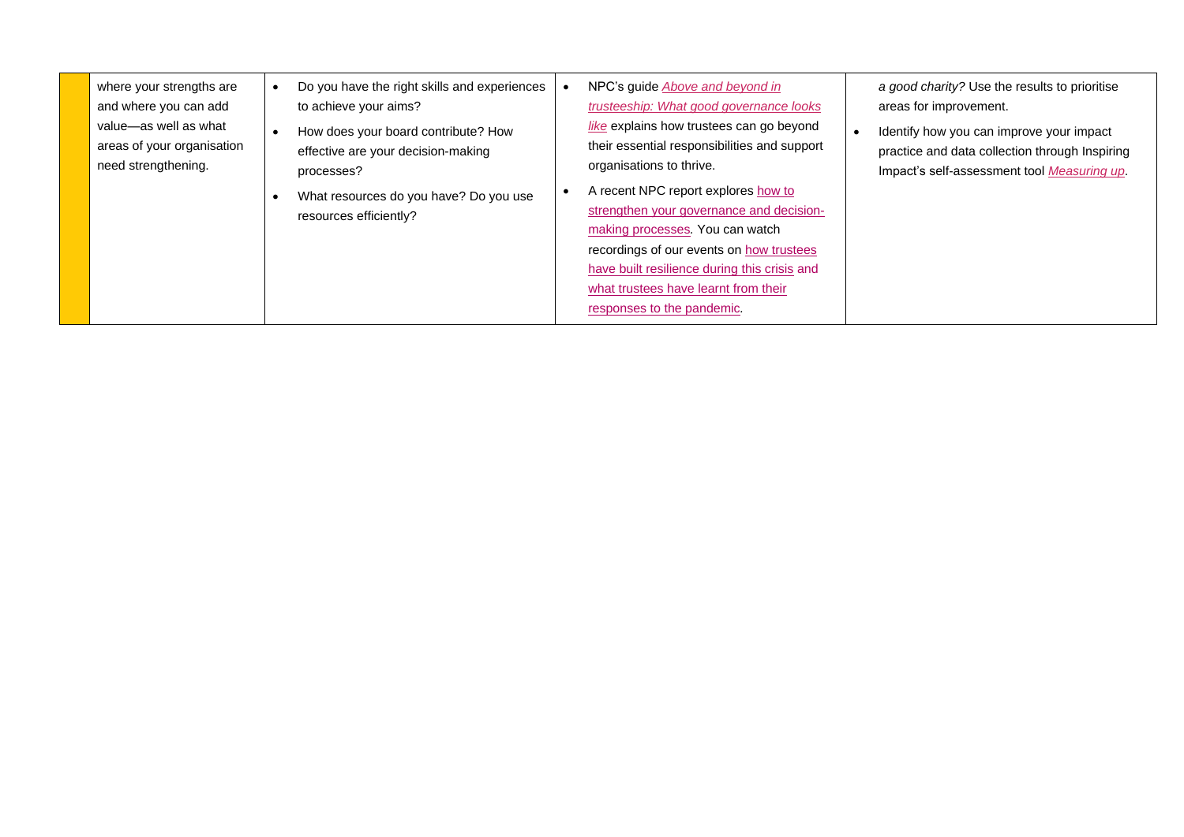| | | | | |
|---|---|---|---|---|
| | where your strengths are and where you can add value—as well as what areas of your organisation need strengthening. | • Do you have the right skills and experiences to achieve your aims?<br>• How does your board contribute? How effective are your decision-making processes?<br>• What resources do you have? Do you use resources efficiently? | • NPC's guide *Above and beyond in trusteeship: What good governance looks like* explains how trustees can go beyond their essential responsibilities and support organisations to thrive.<br>• A recent NPC report explores how to strengthen your governance and decision-making processes. You can watch recordings of our events on how trustees have built resilience during this crisis and what trustees have learnt from their responses to the pandemic. | *a good charity?* Use the results to prioritise areas for improvement.<br>• Identify how you can improve your impact practice and data collection through Inspiring Impact's self-assessment tool *Measuring up*. |